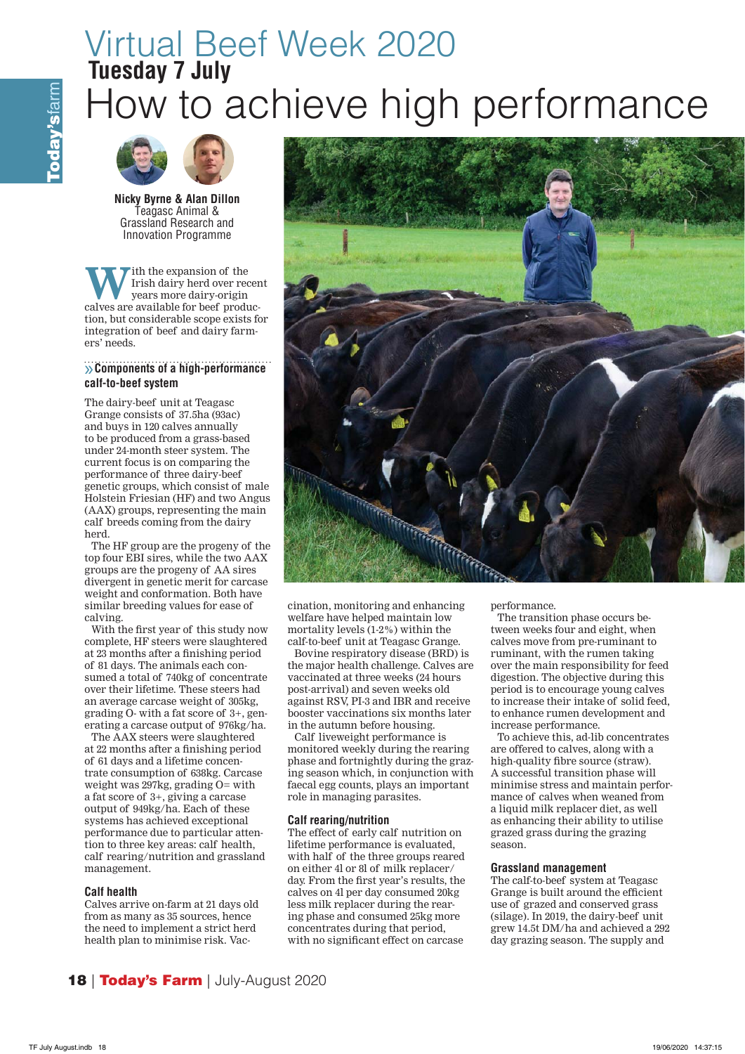# Virtual Beef Week 2020

## Tuesday 7 July

# How to achieve high performance

**Nicky Byrne & Alan Dillon**
Teagasc Animal & Grassland Research and Innovation Programme

With the expansion of the Irish dairy herd over recent years more dairy-origin calves are available for beef production, but considerable scope exists for integration of beef and dairy farmers' needs.

### » Components of a high-performance calf-to-beef system

The dairy-beef unit at Teagasc Grange consists of 37.5ha (93ac) and buys in 120 calves annually to be produced from a grass-based under 24-month steer system. The current focus is on comparing the performance of three dairy-beef genetic groups, which consist of male Holstein Friesian (HF) and two Angus (AAX) groups, representing the main calf breeds coming from the dairy herd.

The HF group are the progeny of the top four EBI sires, while the two AAX groups are the progeny of AA sires divergent in genetic merit for carcase weight and conformation. Both have similar breeding values for ease of calving.

With the first year of this study now complete, HF steers were slaughtered at 23 months after a finishing period of 81 days. The animals each consumed a total of 740kg of concentrate over their lifetime. These steers had an average carcase weight of 305kg, grading O- with a fat score of 3+, generating a carcase output of 976kg/ha.

The AAX steers were slaughtered at 22 months after a finishing period of 61 days and a lifetime concentrate consumption of 638kg. Carcase weight was 297kg, grading O= with a fat score of 3+, giving a carcase output of 949kg/ha. Each of these systems has achieved exceptional performance due to particular attention to three key areas: calf health, calf rearing/nutrition and grassland management.

### Calf health

Calves arrive on-farm at 21 days old from as many as 35 sources, hence the need to implement a strict herd health plan to minimise risk. Vaccination, monitoring and enhancing welfare have helped maintain low mortality levels (1-2%) within the calf-to-beef unit at Teagasc Grange.

Bovine respiratory disease (BRD) is the major health challenge. Calves are vaccinated at three weeks (24 hours post-arrival) and seven weeks old against RSV, PI-3 and IBR and receive booster vaccinations six months later in the autumn before housing.

Calf liveweight performance is monitored weekly during the rearing phase and fortnightly during the grazing season which, in conjunction with faecal egg counts, plays an important role in managing parasites.

### Calf rearing/nutrition

The effect of early calf nutrition on lifetime performance is evaluated, with half of the three groups reared on either 4l or 8l of milk replacer/day. From the first year's results, the calves on 4l per day consumed 20kg less milk replacer during the rearing phase and consumed 25kg more concentrates during that period, with no significant effect on carcase performance.

The transition phase occurs between weeks four and eight, when calves move from pre-ruminant to ruminant, with the rumen taking over the main responsibility for feed digestion. The objective during this period is to encourage young calves to increase their intake of solid feed, to enhance rumen development and increase performance.

To achieve this, ad-lib concentrates are offered to calves, along with a high-quality fibre source (straw). A successful transition phase will minimise stress and maintain performance of calves when weaned from a liquid milk replacer diet, as well as enhancing their ability to utilise grazed grass during the grazing season.

### Grassland management

The calf-to-beef system at Teagasc Grange is built around the efficient use of grazed and conserved grass (silage). In 2019, the dairy-beef unit grew 14.5t DM/ha and achieved a 292 day grazing season. The supply and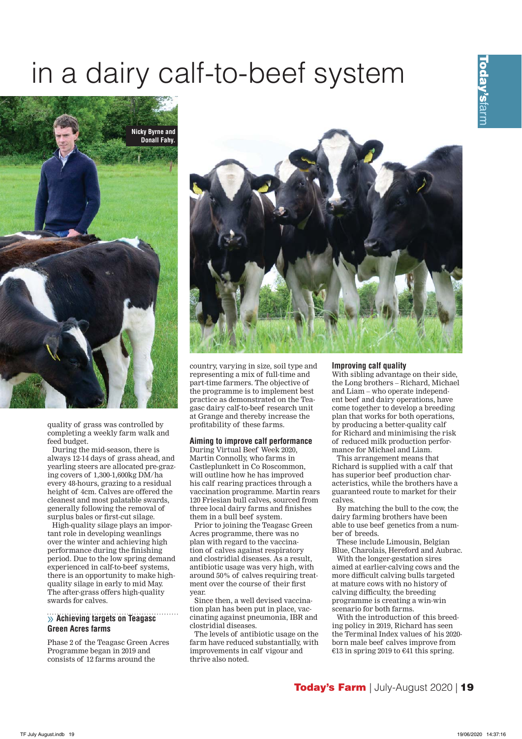# in a dairy calf-to-beef system

Nicky Byrne and Donall Fahy.

quality of grass was controlled by completing a weekly farm walk and feed budget.

During the mid-season, there is always 12-14 days of grass ahead, and yearling steers are allocated pre-grazing covers of 1,300-1,600kg DM/ha every 48-hours, grazing to a residual height of 4cm. Calves are offered the cleanest and most palatable swards, generally following the removal of surplus bales or first-cut silage.

High-quality silage plays an important role in developing weanlings over the winter and achieving high performance during the finishing period. Due to the low spring demand experienced in calf-to-beef systems, there is an opportunity to make high-quality silage in early to mid May. The after-grass offers high-quality swards for calves.

## Achieving targets on Teagasc Green Acres farms

Phase 2 of the Teagasc Green Acres Programme began in 2019 and consists of 12 farms around the country, varying in size, soil type and representing a mix of full-time and part-time farmers. The objective of the programme is to implement best practice as demonstrated on the Teagasc dairy calf-to-beef research unit at Grange and thereby increase the profitability of these farms.

### Aiming to improve calf performance

During Virtual Beef Week 2020, Martin Connolly, who farms in Castleplunkett in Co Roscommon, will outline how he has improved his calf rearing practices through a vaccination programme. Martin rears 120 Friesian bull calves, sourced from three local dairy farms and finishes them in a bull beef system.

Prior to joining the Teagasc Green Acres programme, there was no plan with regard to the vaccination of calves against respiratory and clostridial diseases. As a result, antibiotic usage was very high, with around 50% of calves requiring treatment over the course of their first year.

Since then, a well devised vaccination plan has been put in place, vaccinating against pneumonia, IBR and clostridial diseases.

The levels of antibiotic usage on the farm have reduced substantially, with improvements in calf vigour and thrive also noted.

### Improving calf quality

With sibling advantage on their side, the Long brothers – Richard, Michael and Liam – who operate independent beef and dairy operations, have come together to develop a breeding plan that works for both operations, by producing a better-quality calf for Richard and minimising the risk of reduced milk production performance for Michael and Liam.

This arrangement means that Richard is supplied with a calf that has superior beef production characteristics, while the brothers have a guaranteed route to market for their calves.

By matching the bull to the cow, the dairy farming brothers have been able to use beef genetics from a number of breeds.

These include Limousin, Belgian Blue, Charolais, Hereford and Aubrac.

With the longer-gestation sires aimed at earlier-calving cows and the more difficult calving bulls targeted at mature cows with no history of calving difficulty, the breeding programme is creating a win-win scenario for both farms.

With the introduction of this breeding policy in 2019, Richard has seen the Terminal Index values of his 2020-born male beef calves improve from €13 in spring 2019 to €41 this spring.